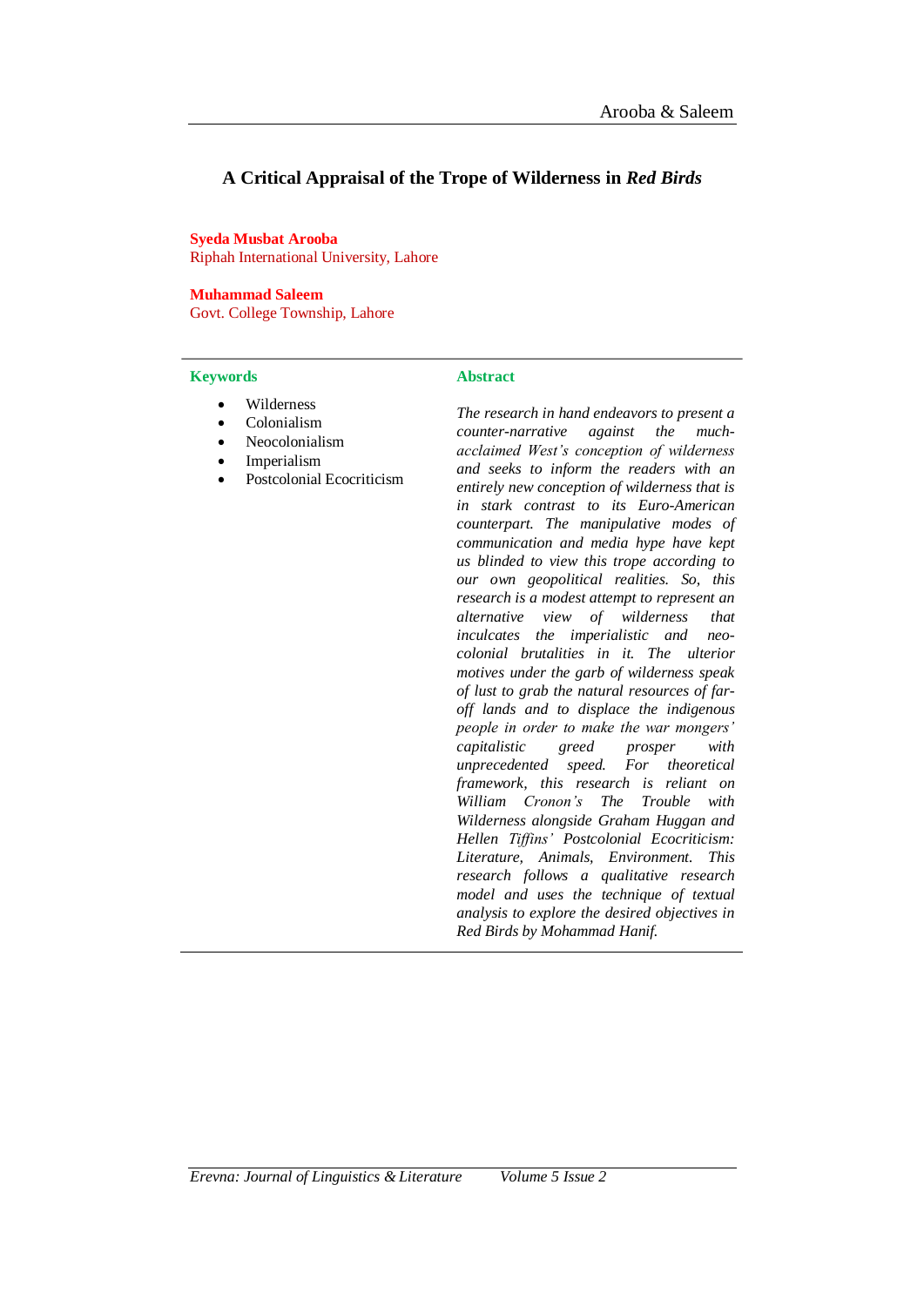# A Critical Appraisal of the Trope of Wilderness in *Red Birds*

**Syeda Musbat Arooba**
Riphah International University, Lahore

**Muhammad Saleem**
Govt. College Township, Lahore

**Keywords**

- Wilderness
- Colonialism
- Neocolonialism
- Imperialism
- Postcolonial Ecocriticism

**Abstract**

*The research in hand endeavors to present a counter-narrative against the much-acclaimed West's conception of wilderness and seeks to inform the readers with an entirely new conception of wilderness that is in stark contrast to its Euro-American counterpart. The manipulative modes of communication and media hype have kept us blinded to view this trope according to our own geopolitical realities. So, this research is a modest attempt to represent an alternative view of wilderness that inculcates the imperialistic and neo-colonial brutalities in it. The ulterior motives under the garb of wilderness speak of lust to grab the natural resources of far-off lands and to displace the indigenous people in order to make the war mongers' capitalistic greed prosper with unprecedented speed. For theoretical framework, this research is reliant on William Cronon's The Trouble with Wilderness alongside Graham Huggan and Hellen Tiffins' Postcolonial Ecocriticism: Literature, Animals, Environment. This research follows a qualitative research model and uses the technique of textual analysis to explore the desired objectives in Red Birds by Mohammad Hanif.*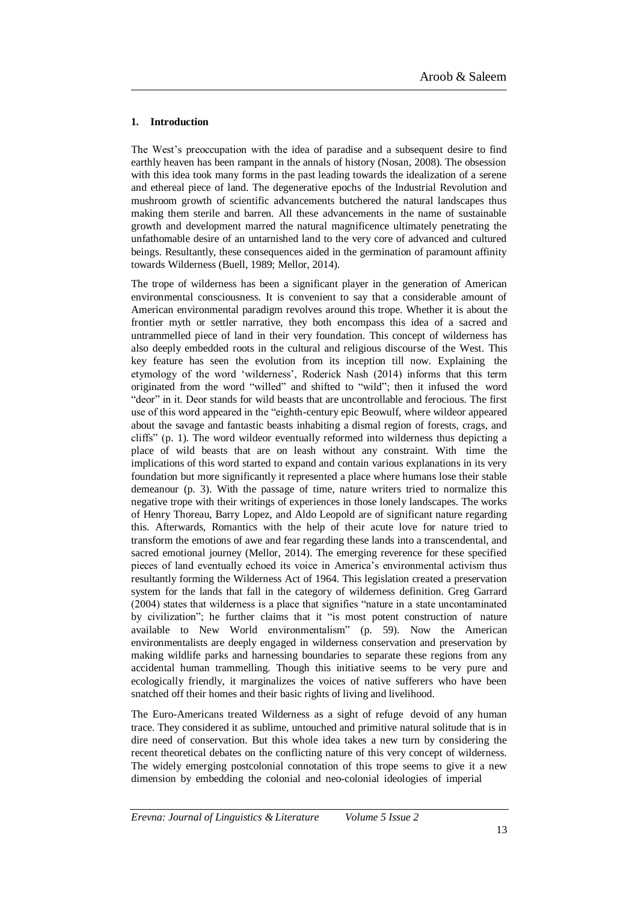## 1. Introduction

The West's preoccupation with the idea of paradise and a subsequent desire to find earthly heaven has been rampant in the annals of history (Nosan, 2008). The obsession with this idea took many forms in the past leading towards the idealization of a serene and ethereal piece of land. The degenerative epochs of the Industrial Revolution and mushroom growth of scientific advancements butchered the natural landscapes thus making them sterile and barren. All these advancements in the name of sustainable growth and development marred the natural magnificence ultimately penetrating the unfathomable desire of an untarnished land to the very core of advanced and cultured beings. Resultantly, these consequences aided in the germination of paramount affinity towards Wilderness (Buell, 1989; Mellor, 2014).

The trope of wilderness has been a significant player in the generation of American environmental consciousness. It is convenient to say that a considerable amount of American environmental paradigm revolves around this trope. Whether it is about the frontier myth or settler narrative, they both encompass this idea of a sacred and untrammelled piece of land in their very foundation. This concept of wilderness has also deeply embedded roots in the cultural and religious discourse of the West. This key feature has seen the evolution from its inception till now. Explaining the etymology of the word 'wilderness', Roderick Nash (2014) informs that this term originated from the word "willed" and shifted to "wild"; then it infused the word "deor" in it. Deor stands for wild beasts that are uncontrollable and ferocious. The first use of this word appeared in the "eighth-century epic Beowulf, where wildeor appeared about the savage and fantastic beasts inhabiting a dismal region of forests, crags, and cliffs" (p. 1). The word wildeor eventually reformed into wilderness thus depicting a place of wild beasts that are on leash without any constraint. With time the implications of this word started to expand and contain various explanations in its very foundation but more significantly it represented a place where humans lose their stable demeanour (p. 3). With the passage of time, nature writers tried to normalize this negative trope with their writings of experiences in those lonely landscapes. The works of Henry Thoreau, Barry Lopez, and Aldo Leopold are of significant nature regarding this. Afterwards, Romantics with the help of their acute love for nature tried to transform the emotions of awe and fear regarding these lands into a transcendental, and sacred emotional journey (Mellor, 2014). The emerging reverence for these specified pieces of land eventually echoed its voice in America's environmental activism thus resultantly forming the Wilderness Act of 1964. This legislation created a preservation system for the lands that fall in the category of wilderness definition. Greg Garrard (2004) states that wilderness is a place that signifies "nature in a state uncontaminated by civilization"; he further claims that it "is most potent construction of nature available to New World environmentalism" (p. 59). Now the American environmentalists are deeply engaged in wilderness conservation and preservation by making wildlife parks and harnessing boundaries to separate these regions from any accidental human trammelling. Though this initiative seems to be very pure and ecologically friendly, it marginalizes the voices of native sufferers who have been snatched off their homes and their basic rights of living and livelihood.

The Euro-Americans treated Wilderness as a sight of refuge devoid of any human trace. They considered it as sublime, untouched and primitive natural solitude that is in dire need of conservation. But this whole idea takes a new turn by considering the recent theoretical debates on the conflicting nature of this very concept of wilderness. The widely emerging postcolonial connotation of this trope seems to give it a new dimension by embedding the colonial and neo-colonial ideologies of imperial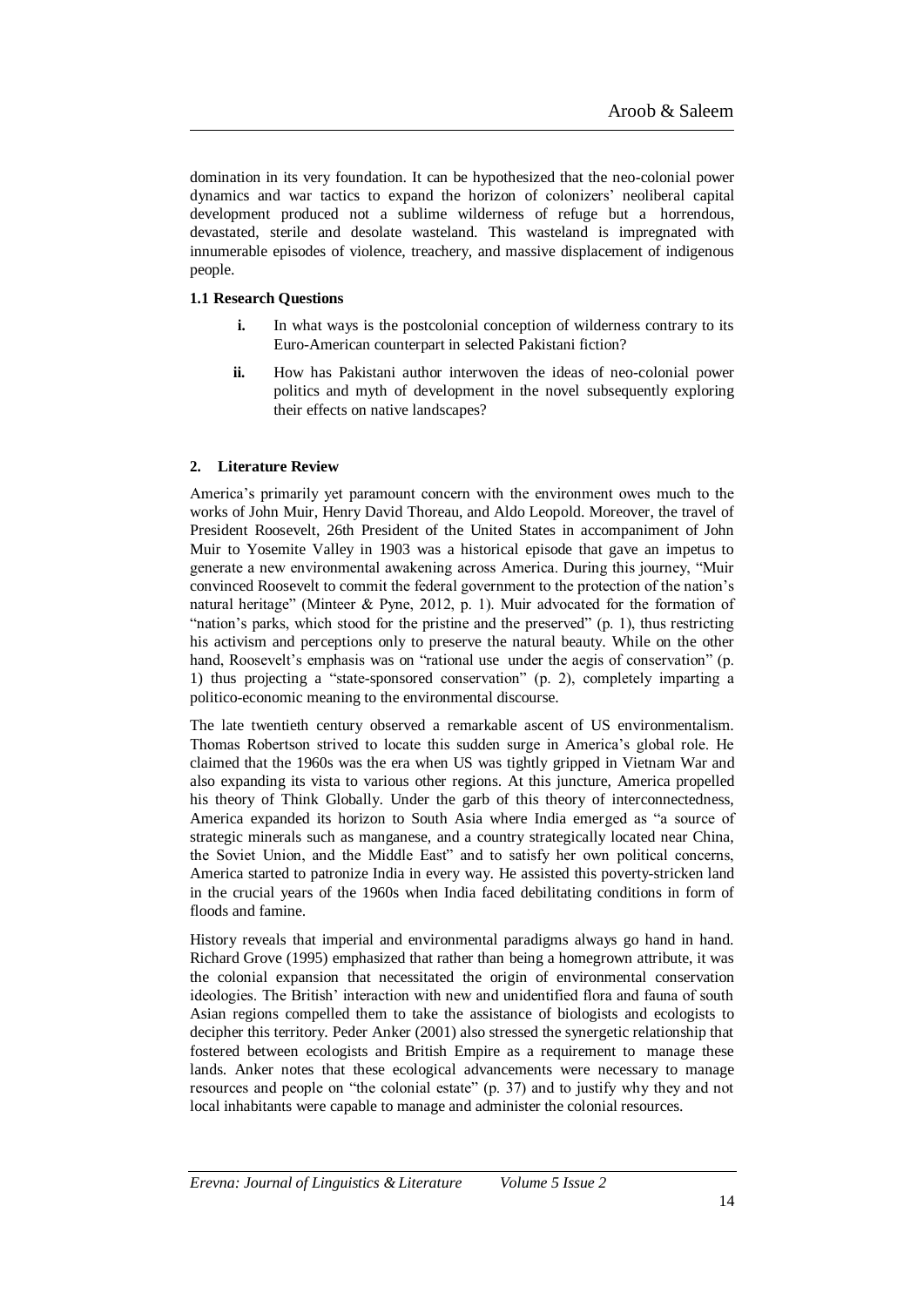domination in its very foundation. It can be hypothesized that the neo-colonial power dynamics and war tactics to expand the horizon of colonizers' neoliberal capital development produced not a sublime wilderness of refuge but a horrendous, devastated, sterile and desolate wasteland. This wasteland is impregnated with innumerable episodes of violence, treachery, and massive displacement of indigenous people.

### 1.1 Research Questions

- **i.** In what ways is the postcolonial conception of wilderness contrary to its Euro-American counterpart in selected Pakistani fiction?
- **ii.** How has Pakistani author interwoven the ideas of neo-colonial power politics and myth of development in the novel subsequently exploring their effects on native landscapes?

## 2. Literature Review

America's primarily yet paramount concern with the environment owes much to the works of John Muir, Henry David Thoreau, and Aldo Leopold. Moreover, the travel of President Roosevelt, 26th President of the United States in accompaniment of John Muir to Yosemite Valley in 1903 was a historical episode that gave an impetus to generate a new environmental awakening across America. During this journey, "Muir convinced Roosevelt to commit the federal government to the protection of the nation's natural heritage" (Minteer & Pyne, 2012, p. 1). Muir advocated for the formation of "nation's parks, which stood for the pristine and the preserved" (p. 1), thus restricting his activism and perceptions only to preserve the natural beauty. While on the other hand, Roosevelt's emphasis was on "rational use under the aegis of conservation" (p. 1) thus projecting a "state-sponsored conservation" (p. 2), completely imparting a politico-economic meaning to the environmental discourse.

The late twentieth century observed a remarkable ascent of US environmentalism. Thomas Robertson strived to locate this sudden surge in America's global role. He claimed that the 1960s was the era when US was tightly gripped in Vietnam War and also expanding its vista to various other regions. At this juncture, America propelled his theory of Think Globally. Under the garb of this theory of interconnectedness, America expanded its horizon to South Asia where India emerged as "a source of strategic minerals such as manganese, and a country strategically located near China, the Soviet Union, and the Middle East" and to satisfy her own political concerns, America started to patronize India in every way. He assisted this poverty-stricken land in the crucial years of the 1960s when India faced debilitating conditions in form of floods and famine.

History reveals that imperial and environmental paradigms always go hand in hand. Richard Grove (1995) emphasized that rather than being a homegrown attribute, it was the colonial expansion that necessitated the origin of environmental conservation ideologies. The British' interaction with new and unidentified flora and fauna of south Asian regions compelled them to take the assistance of biologists and ecologists to decipher this territory. Peder Anker (2001) also stressed the synergetic relationship that fostered between ecologists and British Empire as a requirement to manage these lands. Anker notes that these ecological advancements were necessary to manage resources and people on "the colonial estate" (p. 37) and to justify why they and not local inhabitants were capable to manage and administer the colonial resources.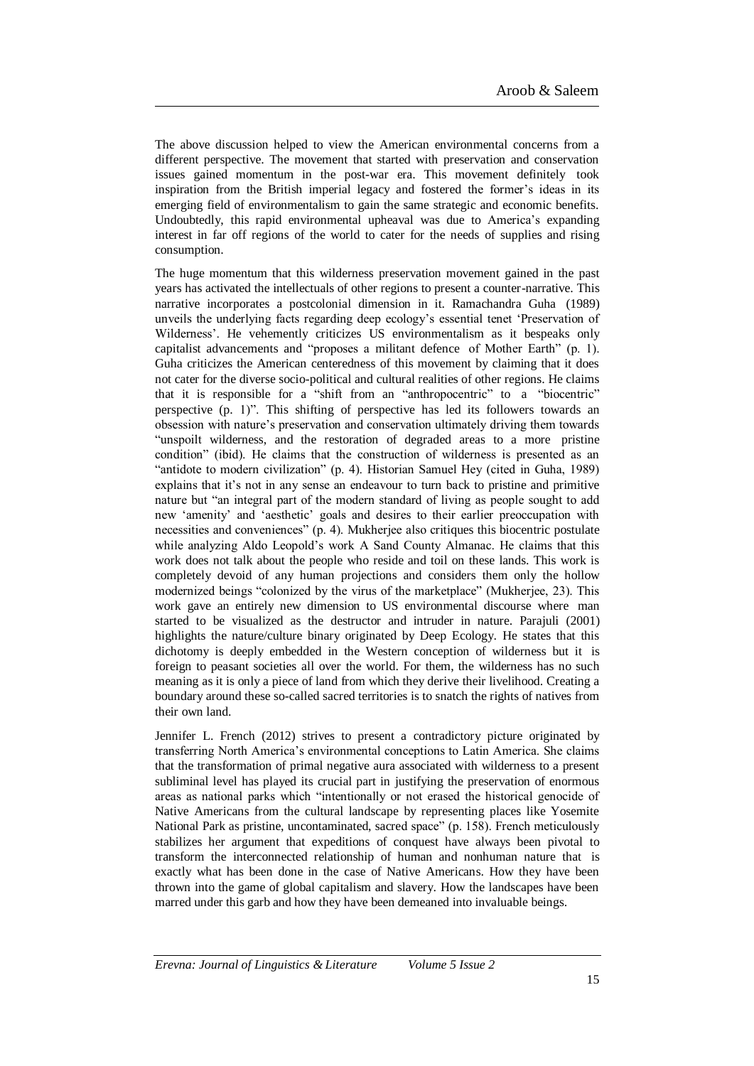The above discussion helped to view the American environmental concerns from a different perspective. The movement that started with preservation and conservation issues gained momentum in the post-war era. This movement definitely took inspiration from the British imperial legacy and fostered the former's ideas in its emerging field of environmentalism to gain the same strategic and economic benefits. Undoubtedly, this rapid environmental upheaval was due to America's expanding interest in far off regions of the world to cater for the needs of supplies and rising consumption.

The huge momentum that this wilderness preservation movement gained in the past years has activated the intellectuals of other regions to present a counter-narrative. This narrative incorporates a postcolonial dimension in it. Ramachandra Guha (1989) unveils the underlying facts regarding deep ecology's essential tenet 'Preservation of Wilderness'. He vehemently criticizes US environmentalism as it bespeaks only capitalist advancements and "proposes a militant defence of Mother Earth" (p. 1). Guha criticizes the American centeredness of this movement by claiming that it does not cater for the diverse socio-political and cultural realities of other regions. He claims that it is responsible for a "shift from an "anthropocentric" to a "biocentric" perspective (p. 1)". This shifting of perspective has led its followers towards an obsession with nature's preservation and conservation ultimately driving them towards "unspoilt wilderness, and the restoration of degraded areas to a more pristine condition" (ibid). He claims that the construction of wilderness is presented as an "antidote to modern civilization" (p. 4). Historian Samuel Hey (cited in Guha, 1989) explains that it's not in any sense an endeavour to turn back to pristine and primitive nature but "an integral part of the modern standard of living as people sought to add new 'amenity' and 'aesthetic' goals and desires to their earlier preoccupation with necessities and conveniences" (p. 4). Mukherjee also critiques this biocentric postulate while analyzing Aldo Leopold's work A Sand County Almanac. He claims that this work does not talk about the people who reside and toil on these lands. This work is completely devoid of any human projections and considers them only the hollow modernized beings "colonized by the virus of the marketplace" (Mukherjee, 23). This work gave an entirely new dimension to US environmental discourse where man started to be visualized as the destructor and intruder in nature. Parajuli (2001) highlights the nature/culture binary originated by Deep Ecology. He states that this dichotomy is deeply embedded in the Western conception of wilderness but it is foreign to peasant societies all over the world. For them, the wilderness has no such meaning as it is only a piece of land from which they derive their livelihood. Creating a boundary around these so-called sacred territories is to snatch the rights of natives from their own land.

Jennifer L. French (2012) strives to present a contradictory picture originated by transferring North America's environmental conceptions to Latin America. She claims that the transformation of primal negative aura associated with wilderness to a present subliminal level has played its crucial part in justifying the preservation of enormous areas as national parks which "intentionally or not erased the historical genocide of Native Americans from the cultural landscape by representing places like Yosemite National Park as pristine, uncontaminated, sacred space" (p. 158). French meticulously stabilizes her argument that expeditions of conquest have always been pivotal to transform the interconnected relationship of human and nonhuman nature that is exactly what has been done in the case of Native Americans. How they have been thrown into the game of global capitalism and slavery. How the landscapes have been marred under this garb and how they have been demeaned into invaluable beings.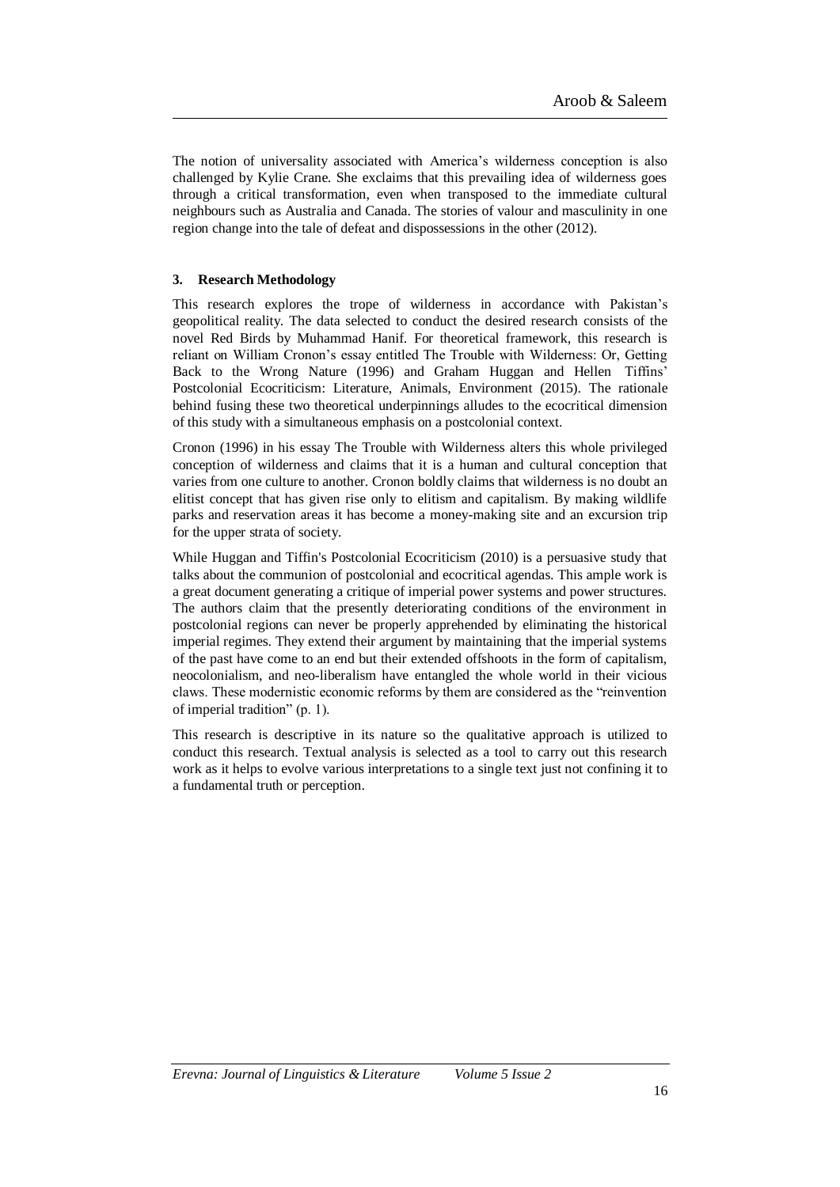The notion of universality associated with America's wilderness conception is also challenged by Kylie Crane. She exclaims that this prevailing idea of wilderness goes through a critical transformation, even when transposed to the immediate cultural neighbours such as Australia and Canada. The stories of valour and masculinity in one region change into the tale of defeat and dispossessions in the other (2012).

## 3. Research Methodology

This research explores the trope of wilderness in accordance with Pakistan's geopolitical reality. The data selected to conduct the desired research consists of the novel Red Birds by Muhammad Hanif. For theoretical framework, this research is reliant on William Cronon's essay entitled The Trouble with Wilderness: Or, Getting Back to the Wrong Nature (1996) and Graham Huggan and Hellen Tiffins' Postcolonial Ecocriticism: Literature, Animals, Environment (2015). The rationale behind fusing these two theoretical underpinnings alludes to the ecocritical dimension of this study with a simultaneous emphasis on a postcolonial context.

Cronon (1996) in his essay The Trouble with Wilderness alters this whole privileged conception of wilderness and claims that it is a human and cultural conception that varies from one culture to another. Cronon boldly claims that wilderness is no doubt an elitist concept that has given rise only to elitism and capitalism. By making wildlife parks and reservation areas it has become a money-making site and an excursion trip for the upper strata of society.

While Huggan and Tiffin's Postcolonial Ecocriticism (2010) is a persuasive study that talks about the communion of postcolonial and ecocritical agendas. This ample work is a great document generating a critique of imperial power systems and power structures. The authors claim that the presently deteriorating conditions of the environment in postcolonial regions can never be properly apprehended by eliminating the historical imperial regimes. They extend their argument by maintaining that the imperial systems of the past have come to an end but their extended offshoots in the form of capitalism, neocolonialism, and neo-liberalism have entangled the whole world in their vicious claws. These modernistic economic reforms by them are considered as the "reinvention of imperial tradition" (p. 1).

This research is descriptive in its nature so the qualitative approach is utilized to conduct this research. Textual analysis is selected as a tool to carry out this research work as it helps to evolve various interpretations to a single text just not confining it to a fundamental truth or perception.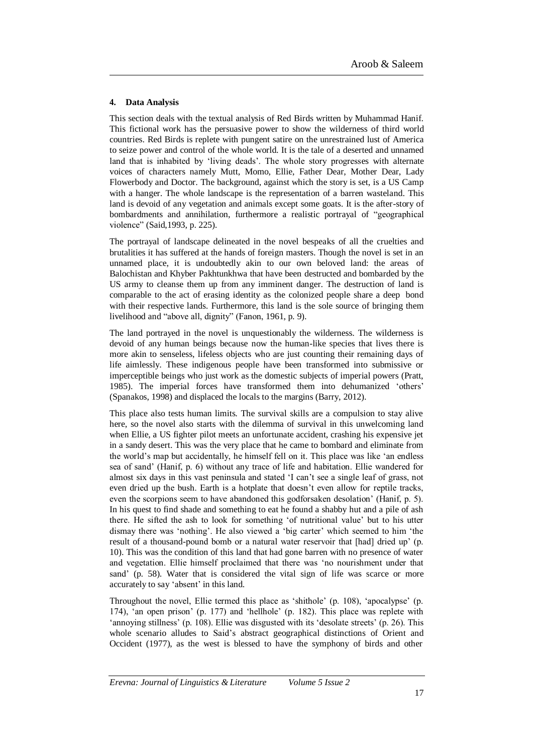#### 4. Data Analysis

This section deals with the textual analysis of Red Birds written by Muhammad Hanif. This fictional work has the persuasive power to show the wilderness of third world countries. Red Birds is replete with pungent satire on the unrestrained lust of America to seize power and control of the whole world. It is the tale of a deserted and unnamed land that is inhabited by 'living deads'. The whole story progresses with alternate voices of characters namely Mutt, Momo, Ellie, Father Dear, Mother Dear, Lady Flowerbody and Doctor. The background, against which the story is set, is a US Camp with a hanger. The whole landscape is the representation of a barren wasteland. This land is devoid of any vegetation and animals except some goats. It is the after-story of bombardments and annihilation, furthermore a realistic portrayal of "geographical violence" (Said,1993, p. 225).

The portrayal of landscape delineated in the novel bespeaks of all the cruelties and brutalities it has suffered at the hands of foreign masters. Though the novel is set in an unnamed place, it is undoubtedly akin to our own beloved land: the areas of Balochistan and Khyber Pakhtunkhwa that have been destructed and bombarded by the US army to cleanse them up from any imminent danger. The destruction of land is comparable to the act of erasing identity as the colonized people share a deep bond with their respective lands. Furthermore, this land is the sole source of bringing them livelihood and "above all, dignity" (Fanon, 1961, p. 9).

The land portrayed in the novel is unquestionably the wilderness. The wilderness is devoid of any human beings because now the human-like species that lives there is more akin to senseless, lifeless objects who are just counting their remaining days of life aimlessly. These indigenous people have been transformed into submissive or imperceptible beings who just work as the domestic subjects of imperial powers (Pratt, 1985). The imperial forces have transformed them into dehumanized 'others' (Spanakos, 1998) and displaced the locals to the margins (Barry, 2012).

This place also tests human limits. The survival skills are a compulsion to stay alive here, so the novel also starts with the dilemma of survival in this unwelcoming land when Ellie, a US fighter pilot meets an unfortunate accident, crashing his expensive jet in a sandy desert. This was the very place that he came to bombard and eliminate from the world's map but accidentally, he himself fell on it. This place was like 'an endless sea of sand' (Hanif, p. 6) without any trace of life and habitation. Ellie wandered for almost six days in this vast peninsula and stated 'I can't see a single leaf of grass, not even dried up the bush. Earth is a hotplate that doesn't even allow for reptile tracks, even the scorpions seem to have abandoned this godforsaken desolation' (Hanif, p. 5). In his quest to find shade and something to eat he found a shabby hut and a pile of ash there. He sifted the ash to look for something 'of nutritional value' but to his utter dismay there was 'nothing'. He also viewed a 'big carter' which seemed to him 'the result of a thousand-pound bomb or a natural water reservoir that [had] dried up' (p. 10). This was the condition of this land that had gone barren with no presence of water and vegetation. Ellie himself proclaimed that there was 'no nourishment under that sand' (p. 58). Water that is considered the vital sign of life was scarce or more accurately to say 'absent' in this land.

Throughout the novel, Ellie termed this place as 'shithole' (p. 108), 'apocalypse' (p. 174), 'an open prison' (p. 177) and 'hellhole' (p. 182). This place was replete with 'annoying stillness' (p. 108). Ellie was disgusted with its 'desolate streets' (p. 26). This whole scenario alludes to Said's abstract geographical distinctions of Orient and Occident (1977), as the west is blessed to have the symphony of birds and other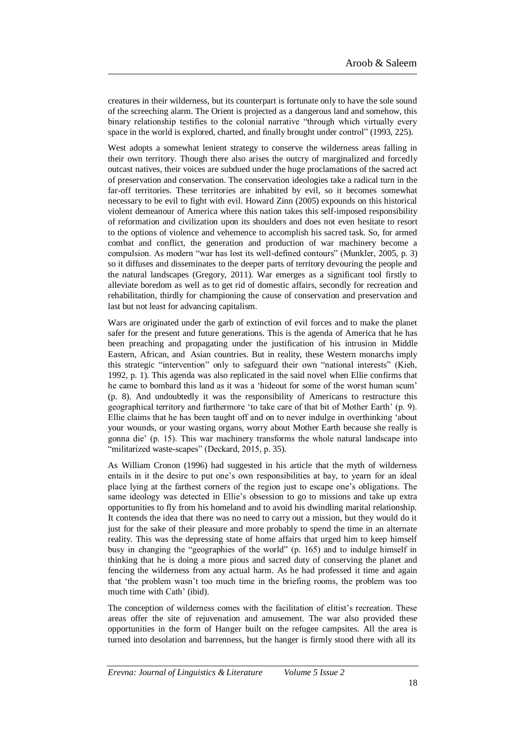creatures in their wilderness, but its counterpart is fortunate only to have the sole sound of the screeching alarm. The Orient is projected as a dangerous land and somehow, this binary relationship testifies to the colonial narrative "through which virtually every space in the world is explored, charted, and finally brought under control" (1993, 225).

West adopts a somewhat lenient strategy to conserve the wilderness areas falling in their own territory. Though there also arises the outcry of marginalized and forcedly outcast natives, their voices are subdued under the huge proclamations of the sacred act of preservation and conservation. The conservation ideologies take a radical turn in the far-off territories. These territories are inhabited by evil, so it becomes somewhat necessary to be evil to fight with evil. Howard Zinn (2005) expounds on this historical violent demeanour of America where this nation takes this self-imposed responsibility of reformation and civilization upon its shoulders and does not even hesitate to resort to the options of violence and vehemence to accomplish his sacred task. So, for armed combat and conflict, the generation and production of war machinery become a compulsion. As modern "war has lost its well-defined contours" (Munkler, 2005, p. 3) so it diffuses and disseminates to the deeper parts of territory devouring the people and the natural landscapes (Gregory, 2011). War emerges as a significant tool firstly to alleviate boredom as well as to get rid of domestic affairs, secondly for recreation and rehabilitation, thirdly for championing the cause of conservation and preservation and last but not least for advancing capitalism.

Wars are originated under the garb of extinction of evil forces and to make the planet safer for the present and future generations. This is the agenda of America that he has been preaching and propagating under the justification of his intrusion in Middle Eastern, African, and Asian countries. But in reality, these Western monarchs imply this strategic "intervention" only to safeguard their own "national interests" (Kieh, 1992, p. 1). This agenda was also replicated in the said novel when Ellie confirms that he came to bombard this land as it was a 'hideout for some of the worst human scum' (p. 8). And undoubtedly it was the responsibility of Americans to restructure this geographical territory and furthermore 'to take care of that bit of Mother Earth' (p. 9). Ellie claims that he has been taught off and on to never indulge in overthinking 'about your wounds, or your wasting organs, worry about Mother Earth because she really is gonna die' (p. 15). This war machinery transforms the whole natural landscape into "militarized waste-scapes" (Deckard, 2015, p. 35).

As William Cronon (1996) had suggested in his article that the myth of wilderness entails in it the desire to put one's own responsibilities at bay, to yearn for an ideal place lying at the farthest corners of the region just to escape one's obligations. The same ideology was detected in Ellie's obsession to go to missions and take up extra opportunities to fly from his homeland and to avoid his dwindling marital relationship. It contends the idea that there was no need to carry out a mission, but they would do it just for the sake of their pleasure and more probably to spend the time in an alternate reality. This was the depressing state of home affairs that urged him to keep himself busy in changing the "geographies of the world" (p. 165) and to indulge himself in thinking that he is doing a more pious and sacred duty of conserving the planet and fencing the wilderness from any actual harm. As he had professed it time and again that 'the problem wasn't too much time in the briefing rooms, the problem was too much time with Cath' (ibid).

The conception of wilderness comes with the facilitation of elitist's recreation. These areas offer the site of rejuvenation and amusement. The war also provided these opportunities in the form of Hanger built on the refugee campsites. All the area is turned into desolation and barrenness, but the hanger is firmly stood there with all its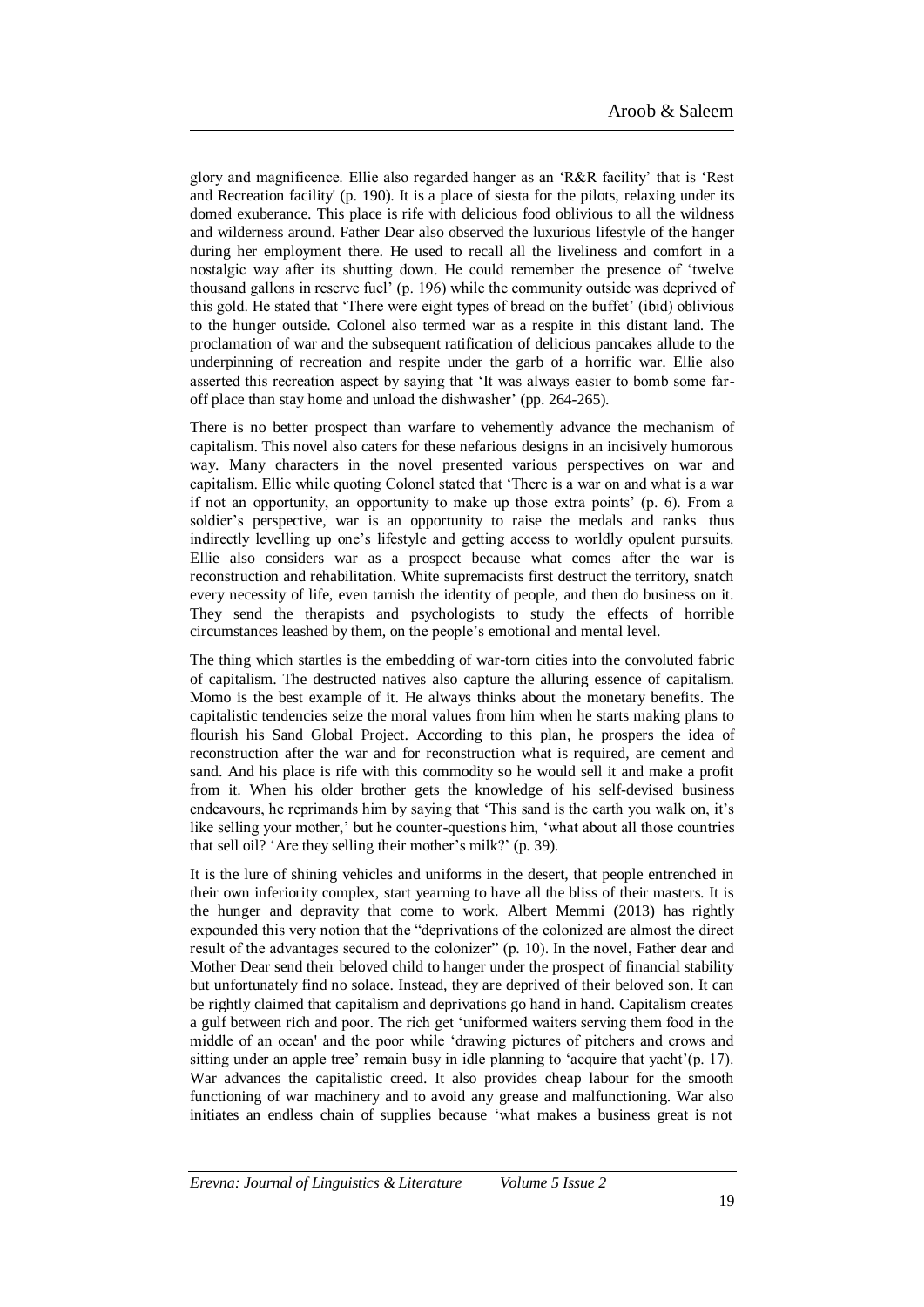glory and magnificence. Ellie also regarded hanger as an 'R&R facility' that is 'Rest and Recreation facility' (p. 190). It is a place of siesta for the pilots, relaxing under its domed exuberance. This place is rife with delicious food oblivious to all the wildness and wilderness around. Father Dear also observed the luxurious lifestyle of the hanger during her employment there. He used to recall all the liveliness and comfort in a nostalgic way after its shutting down. He could remember the presence of 'twelve thousand gallons in reserve fuel' (p. 196) while the community outside was deprived of this gold. He stated that 'There were eight types of bread on the buffet' (ibid) oblivious to the hunger outside. Colonel also termed war as a respite in this distant land. The proclamation of war and the subsequent ratification of delicious pancakes allude to the underpinning of recreation and respite under the garb of a horrific war. Ellie also asserted this recreation aspect by saying that 'It was always easier to bomb some far-off place than stay home and unload the dishwasher' (pp. 264-265).

There is no better prospect than warfare to vehemently advance the mechanism of capitalism. This novel also caters for these nefarious designs in an incisively humorous way. Many characters in the novel presented various perspectives on war and capitalism. Ellie while quoting Colonel stated that 'There is a war on and what is a war if not an opportunity, an opportunity to make up those extra points' (p. 6). From a soldier's perspective, war is an opportunity to raise the medals and ranks thus indirectly levelling up one's lifestyle and getting access to worldly opulent pursuits. Ellie also considers war as a prospect because what comes after the war is reconstruction and rehabilitation. White supremacists first destruct the territory, snatch every necessity of life, even tarnish the identity of people, and then do business on it. They send the therapists and psychologists to study the effects of horrible circumstances leashed by them, on the people's emotional and mental level.

The thing which startles is the embedding of war-torn cities into the convoluted fabric of capitalism. The destructed natives also capture the alluring essence of capitalism. Momo is the best example of it. He always thinks about the monetary benefits. The capitalistic tendencies seize the moral values from him when he starts making plans to flourish his Sand Global Project. According to this plan, he prospers the idea of reconstruction after the war and for reconstruction what is required, are cement and sand. And his place is rife with this commodity so he would sell it and make a profit from it. When his older brother gets the knowledge of his self-devised business endeavours, he reprimands him by saying that 'This sand is the earth you walk on, it's like selling your mother,' but he counter-questions him, 'what about all those countries that sell oil? 'Are they selling their mother's milk?' (p. 39).

It is the lure of shining vehicles and uniforms in the desert, that people entrenched in their own inferiority complex, start yearning to have all the bliss of their masters. It is the hunger and depravity that come to work. Albert Memmi (2013) has rightly expounded this very notion that the "deprivations of the colonized are almost the direct result of the advantages secured to the colonizer" (p. 10). In the novel, Father dear and Mother Dear send their beloved child to hanger under the prospect of financial stability but unfortunately find no solace. Instead, they are deprived of their beloved son. It can be rightly claimed that capitalism and deprivations go hand in hand. Capitalism creates a gulf between rich and poor. The rich get 'uniformed waiters serving them food in the middle of an ocean' and the poor while 'drawing pictures of pitchers and crows and sitting under an apple tree' remain busy in idle planning to 'acquire that yacht'(p. 17). War advances the capitalistic creed. It also provides cheap labour for the smooth functioning of war machinery and to avoid any grease and malfunctioning. War also initiates an endless chain of supplies because 'what makes a business great is not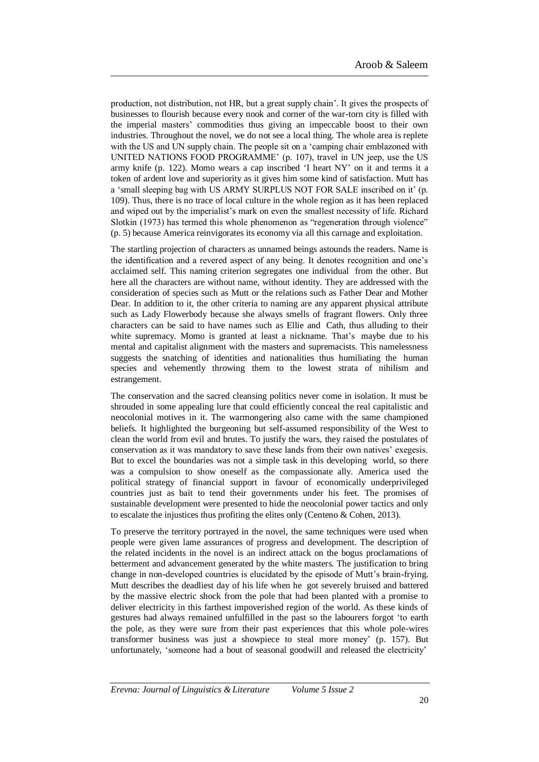production, not distribution, not HR, but a great supply chain'. It gives the prospects of businesses to flourish because every nook and corner of the war-torn city is filled with the imperial masters' commodities thus giving an impeccable boost to their own industries. Throughout the novel, we do not see a local thing. The whole area is replete with the US and UN supply chain. The people sit on a 'camping chair emblazoned with UNITED NATIONS FOOD PROGRAMME' (p. 107), travel in UN jeep, use the US army knife (p. 122). Momo wears a cap inscribed 'I heart NY' on it and terms it a token of ardent love and superiority as it gives him some kind of satisfaction. Mutt has a 'small sleeping bag with US ARMY SURPLUS NOT FOR SALE inscribed on it' (p. 109). Thus, there is no trace of local culture in the whole region as it has been replaced and wiped out by the imperialist's mark on even the smallest necessity of life. Richard Slotkin (1973) has termed this whole phenomenon as "regeneration through violence" (p. 5) because America reinvigorates its economy via all this carnage and exploitation.

The startling projection of characters as unnamed beings astounds the readers. Name is the identification and a revered aspect of any being. It denotes recognition and one's acclaimed self. This naming criterion segregates one individual from the other. But here all the characters are without name, without identity. They are addressed with the consideration of species such as Mutt or the relations such as Father Dear and Mother Dear. In addition to it, the other criteria to naming are any apparent physical attribute such as Lady Flowerbody because she always smells of fragrant flowers. Only three characters can be said to have names such as Ellie and Cath, thus alluding to their white supremacy. Momo is granted at least a nickname. That's maybe due to his mental and capitalist alignment with the masters and supremacists. This namelessness suggests the snatching of identities and nationalities thus humiliating the human species and vehemently throwing them to the lowest strata of nihilism and estrangement.

The conservation and the sacred cleansing politics never come in isolation. It must be shrouded in some appealing lure that could efficiently conceal the real capitalistic and neocolonial motives in it. The warmongering also came with the same championed beliefs. It highlighted the burgeoning but self-assumed responsibility of the West to clean the world from evil and brutes. To justify the wars, they raised the postulates of conservation as it was mandatory to save these lands from their own natives' exegesis. But to excel the boundaries was not a simple task in this developing world, so there was a compulsion to show oneself as the compassionate ally. America used the political strategy of financial support in favour of economically underprivileged countries just as bait to tend their governments under his feet. The promises of sustainable development were presented to hide the neocolonial power tactics and only to escalate the injustices thus profiting the elites only (Centeno & Cohen, 2013).

To preserve the territory portrayed in the novel, the same techniques were used when people were given lame assurances of progress and development. The description of the related incidents in the novel is an indirect attack on the bogus proclamations of betterment and advancement generated by the white masters. The justification to bring change in non-developed countries is elucidated by the episode of Mutt's brain-frying. Mutt describes the deadliest day of his life when he got severely bruised and battered by the massive electric shock from the pole that had been planted with a promise to deliver electricity in this farthest impoverished region of the world. As these kinds of gestures had always remained unfulfilled in the past so the labourers forgot 'to earth the pole, as they were sure from their past experiences that this whole pole-wires transformer business was just a showpiece to steal more money' (p. 157). But unfortunately, 'someone had a bout of seasonal goodwill and released the electricity'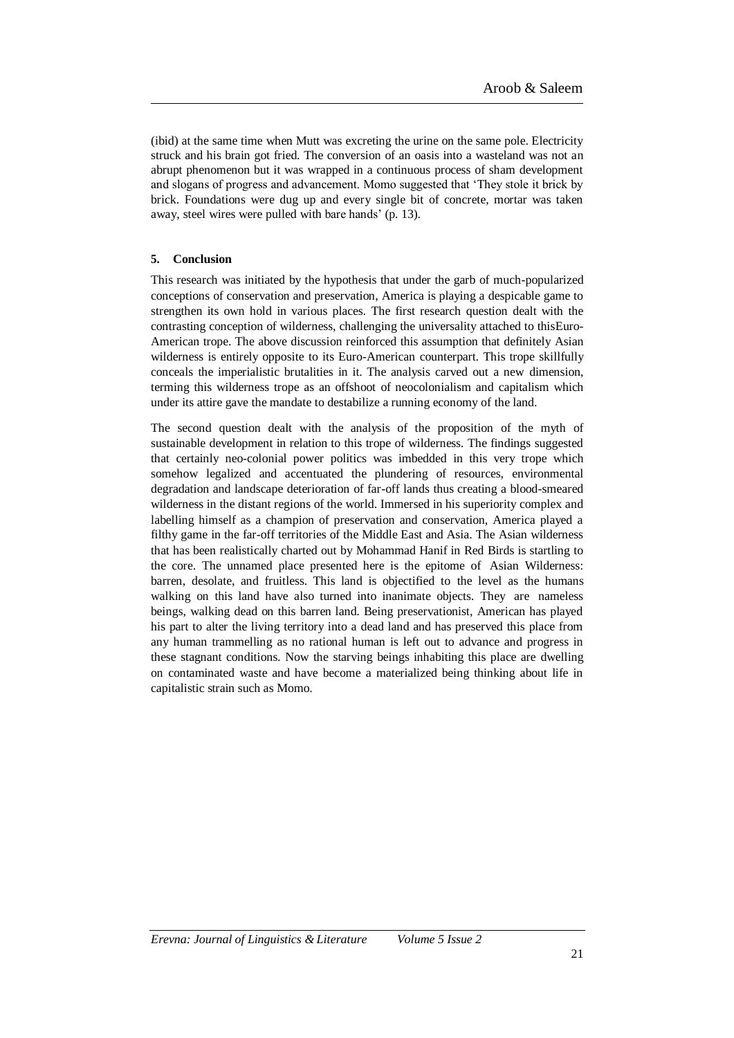(ibid) at the same time when Mutt was excreting the urine on the same pole. Electricity struck and his brain got fried. The conversion of an oasis into a wasteland was not an abrupt phenomenon but it was wrapped in a continuous process of sham development and slogans of progress and advancement. Momo suggested that 'They stole it brick by brick. Foundations were dug up and every single bit of concrete, mortar was taken away, steel wires were pulled with bare hands' (p. 13).

## 5. Conclusion

This research was initiated by the hypothesis that under the garb of much-popularized conceptions of conservation and preservation, America is playing a despicable game to strengthen its own hold in various places. The first research question dealt with the contrasting conception of wilderness, challenging the universality attached to thisEuro-American trope. The above discussion reinforced this assumption that definitely Asian wilderness is entirely opposite to its Euro-American counterpart. This trope skillfully conceals the imperialistic brutalities in it. The analysis carved out a new dimension, terming this wilderness trope as an offshoot of neocolonialism and capitalism which under its attire gave the mandate to destabilize a running economy of the land.

The second question dealt with the analysis of the proposition of the myth of sustainable development in relation to this trope of wilderness. The findings suggested that certainly neo-colonial power politics was imbedded in this very trope which somehow legalized and accentuated the plundering of resources, environmental degradation and landscape deterioration of far-off lands thus creating a blood-smeared wilderness in the distant regions of the world. Immersed in his superiority complex and labelling himself as a champion of preservation and conservation, America played a filthy game in the far-off territories of the Middle East and Asia. The Asian wilderness that has been realistically charted out by Mohammad Hanif in Red Birds is startling to the core. The unnamed place presented here is the epitome of Asian Wilderness: barren, desolate, and fruitless. This land is objectified to the level as the humans walking on this land have also turned into inanimate objects. They are nameless beings, walking dead on this barren land. Being preservationist, American has played his part to alter the living territory into a dead land and has preserved this place from any human trammelling as no rational human is left out to advance and progress in these stagnant conditions. Now the starving beings inhabiting this place are dwelling on contaminated waste and have become a materialized being thinking about life in capitalistic strain such as Momo.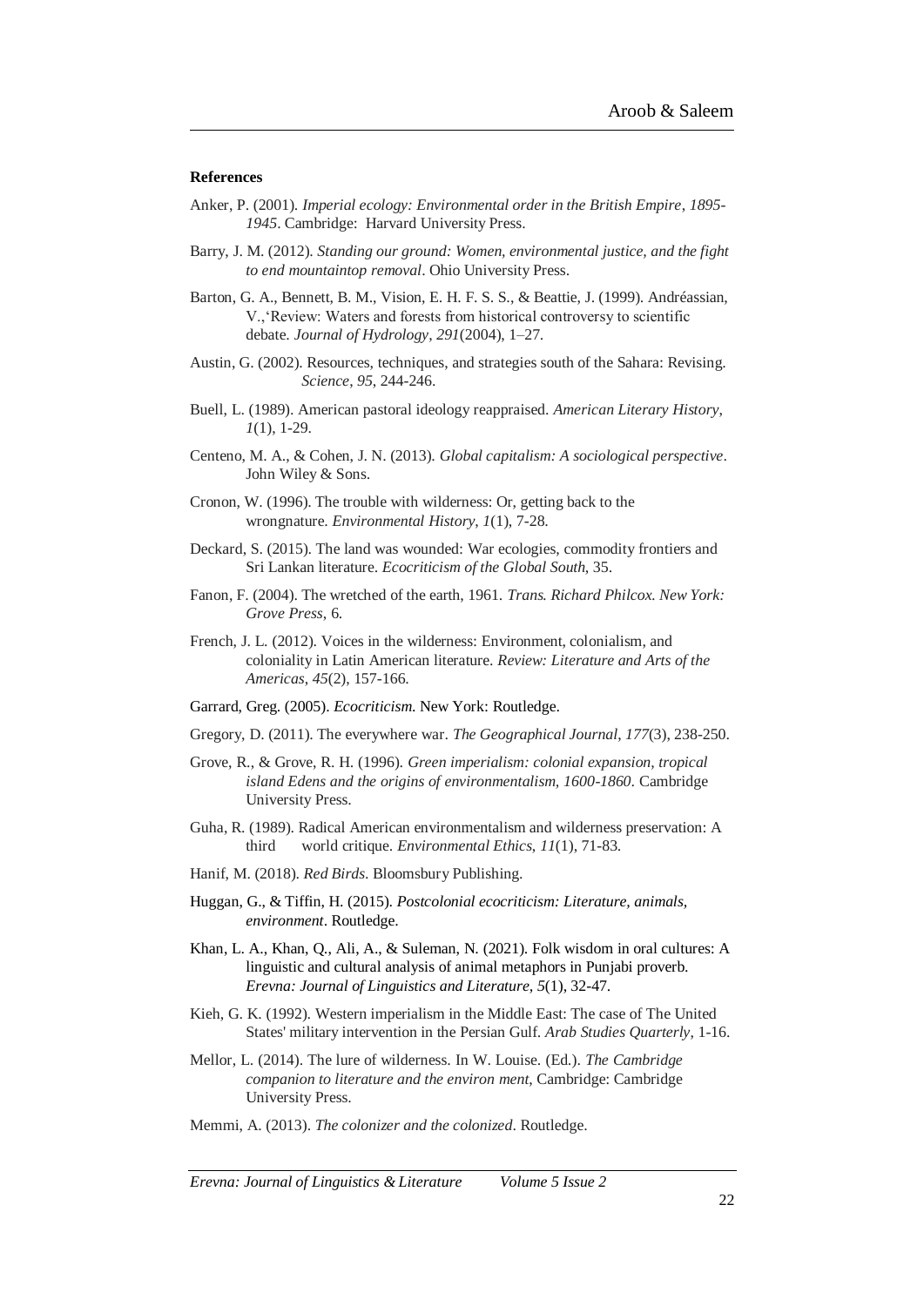**References**

Anker, P. (2001). *Imperial ecology: Environmental order in the British Empire, 1895-1945*. Cambridge: Harvard University Press.

Barry, J. M. (2012). *Standing our ground: Women, environmental justice, and the fight to end mountaintop removal*. Ohio University Press.

Barton, G. A., Bennett, B. M., Vision, E. H. F. S. S., & Beattie, J. (1999). Andréassian, V.,'Review: Waters and forests from historical controversy to scientific debate. *Journal of Hydrology*, *291*(2004), 1–27.

Austin, G. (2002). Resources, techniques, and strategies south of the Sahara: Revising. *Science*, *95*, 244-246.

Buell, L. (1989). American pastoral ideology reappraised. *American Literary History*, *1*(1), 1-29.

Centeno, M. A., & Cohen, J. N. (2013). *Global capitalism: A sociological perspective*. John Wiley & Sons.

Cronon, W. (1996). The trouble with wilderness: Or, getting back to the wrongnature. *Environmental History*, *1*(1), 7-28.

Deckard, S. (2015). The land was wounded: War ecologies, commodity frontiers and Sri Lankan literature. *Ecocriticism of the Global South*, 35.

Fanon, F. (2004). The wretched of the earth, 1961. *Trans. Richard Philcox. New York: Grove Press*, 6.

French, J. L. (2012). Voices in the wilderness: Environment, colonialism, and coloniality in Latin American literature. *Review: Literature and Arts of the Americas*, *45*(2), 157-166.

Garrard, Greg. (2005). *Ecocriticism*. New York: Routledge.

Gregory, D. (2011). The everywhere war. *The Geographical Journal*, *177*(3), 238-250.

Grove, R., & Grove, R. H. (1996). *Green imperialism: colonial expansion, tropical island Edens and the origins of environmentalism, 1600-1860*. Cambridge University Press.

Guha, R. (1989). Radical American environmentalism and wilderness preservation: A third world critique. *Environmental Ethics*, *11*(1), 71-83.

Hanif, M. (2018). *Red Birds*. Bloomsbury Publishing.

Huggan, G., & Tiffin, H. (2015). *Postcolonial ecocriticism: Literature, animals, environment*. Routledge.

Khan, L. A., Khan, Q., Ali, A., & Suleman, N. (2021). Folk wisdom in oral cultures: A linguistic and cultural analysis of animal metaphors in Punjabi proverb. *Erevna: Journal of Linguistics and Literature, 5*(1), 32-47.

Kieh, G. K. (1992). Western imperialism in the Middle East: The case of The United States' military intervention in the Persian Gulf. *Arab Studies Quarterly*, 1-16.

Mellor, L. (2014). The lure of wilderness. In W. Louise. (Ed.). *The Cambridge companion to literature and the environ ment*, Cambridge: Cambridge University Press.

Memmi, A. (2013). *The colonizer and the colonized*. Routledge.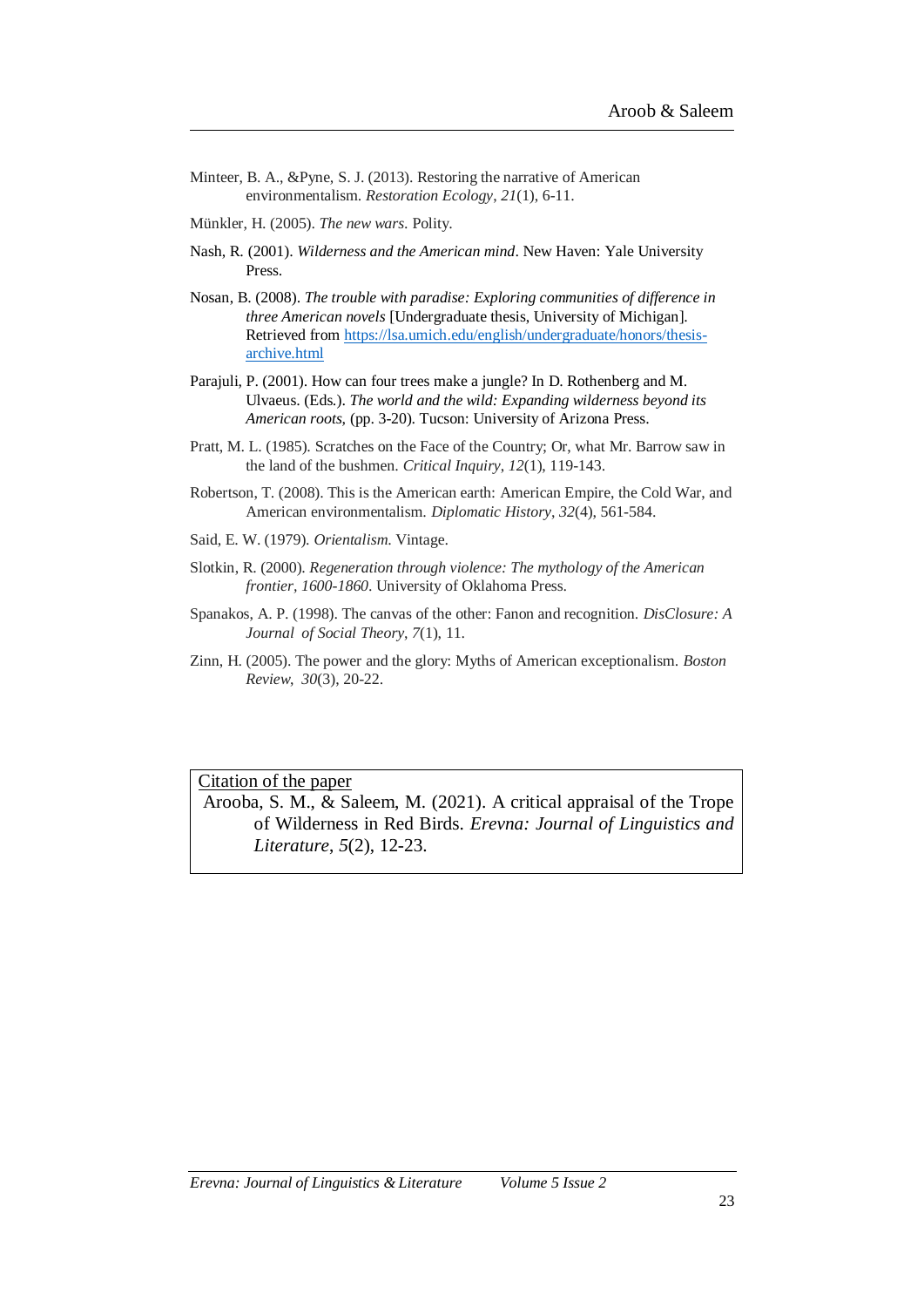Minteer, B. A., &Pyne, S. J. (2013). Restoring the narrative of American environmentalism. *Restoration Ecology*, *21*(1), 6-11.

Münkler, H. (2005). *The new wars.* Polity.

Nash, R. (2001). *Wilderness and the American mind*. New Haven: Yale University Press.

Nosan, B. (2008). *The trouble with paradise: Exploring communities of difference in three American novels* [Undergraduate thesis, University of Michigan]. Retrieved from [https://lsa.umich.edu/english/undergraduate/honors/thesis-archive.html](https://lsa.umich.edu/english/undergraduate/honors/thesis-archive.html)

Parajuli, P. (2001). How can four trees make a jungle? In D. Rothenberg and M. Ulvaeus. (Eds.). *The world and the wild: Expanding wilderness beyond its American roots,* (pp. 3-20). Tucson: University of Arizona Press.

Pratt, M. L. (1985). Scratches on the Face of the Country; Or, what Mr. Barrow saw in the land of the bushmen. *Critical Inquiry*, *12*(1), 119-143.

Robertson, T. (2008). This is the American earth: American Empire, the Cold War, and American environmentalism. *Diplomatic History*, *32*(4), 561-584.

Said, E. W. (1979). *Orientalism.* Vintage.

Slotkin, R. (2000). *Regeneration through violence: The mythology of the American frontier, 1600-1860*. University of Oklahoma Press.

Spanakos, A. P. (1998). The canvas of the other: Fanon and recognition. *DisClosure: A Journal of Social Theory*, *7*(1), 11.

Zinn, H. (2005). The power and the glory: Myths of American exceptionalism. *Boston Review*, *30*(3), 20-22.

Citation of the paper

Arooba, S. M., & Saleem, M. (2021). A critical appraisal of the Trope of Wilderness in Red Birds. *Erevna: Journal of Linguistics and Literature*, *5*(2), 12-23.